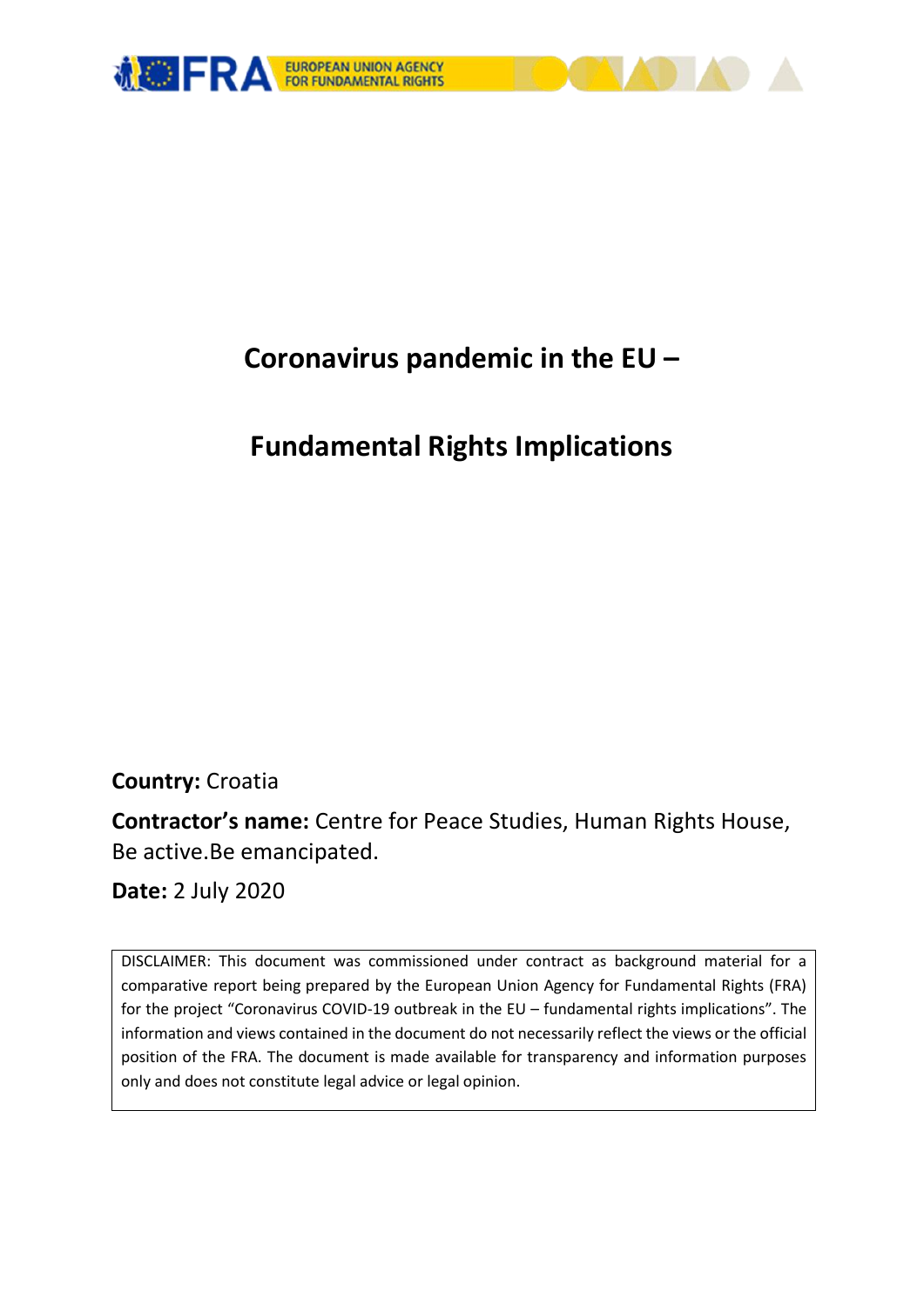# Coronavirus pandemic in the EU –

# Fundamental Rights Implications

**Country:** Croatia

**Contractor's name:** Centre for Peace Studies, Human Rights House, Be active.Be emancipated.

**Date:** 2 July 2020

DISCLAIMER: This document was commissioned under contract as background material for a comparative report being prepared by the European Union Agency for Fundamental Rights (FRA) for the project "Coronavirus COVID-19 outbreak in the EU – fundamental rights implications". The information and views contained in the document do not necessarily reflect the views or the official position of the FRA. The document is made available for transparency and information purposes only and does not constitute legal advice or legal opinion.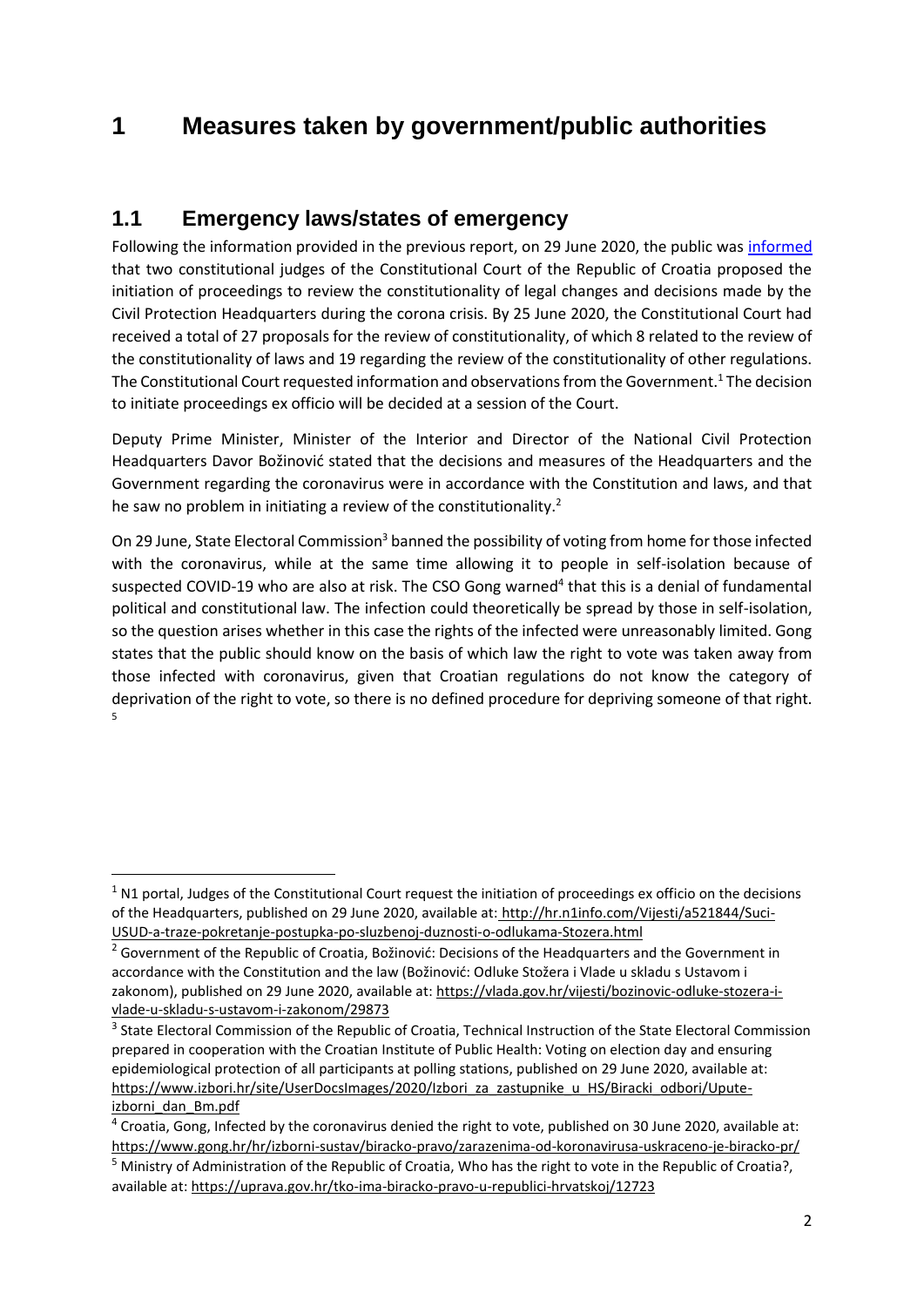# 1 Measures taken by government/public authorities

## 1.1 Emergency laws/states of emergency

Following the information provided in the previous report, on 29 June 2020, the public was informed that two constitutional judges of the Constitutional Court of the Republic of Croatia proposed the initiation of proceedings to review the constitutionality of legal changes and decisions made by the Civil Protection Headquarters during the corona crisis. By 25 June 2020, the Constitutional Court had received a total of 27 proposals for the review of constitutionality, of which 8 related to the review of the constitutionality of laws and 19 regarding the review of the constitutionality of other regulations. The Constitutional Court requested information and observations from the Government.[1] The decision to initiate proceedings ex officio will be decided at a session of the Court.

Deputy Prime Minister, Minister of the Interior and Director of the National Civil Protection Headquarters Davor Božinović stated that the decisions and measures of the Headquarters and the Government regarding the coronavirus were in accordance with the Constitution and laws, and that he saw no problem in initiating a review of the constitutionality.[2]

On 29 June, State Electoral Commission[3] banned the possibility of voting from home for those infected with the coronavirus, while at the same time allowing it to people in self-isolation because of suspected COVID-19 who are also at risk. The CSO Gong warned[4] that this is a denial of fundamental political and constitutional law. The infection could theoretically be spread by those in self-isolation, so the question arises whether in this case the rights of the infected were unreasonably limited. Gong states that the public should know on the basis of which law the right to vote was taken away from those infected with coronavirus, given that Croatian regulations do not know the category of deprivation of the right to vote, so there is no defined procedure for depriving someone of that right.[5]

---

[1] N1 portal, Judges of the Constitutional Court request the initiation of proceedings ex officio on the decisions of the Headquarters, published on 29 June 2020, available at: http://hr.n1info.com/Vijesti/a521844/Suci-USUD-a-traze-pokretanje-postupka-po-sluzbenoj-duznosti-o-odlukama-Stozera.html

[2] Government of the Republic of Croatia, Božinović: Decisions of the Headquarters and the Government in accordance with the Constitution and the law (Božinović: Odluke Stožera i Vlade u skladu s Ustavom i zakonom), published on 29 June 2020, available at: https://vlada.gov.hr/vijesti/bozinovic-odluke-stozera-i-vlade-u-skladu-s-ustavom-i-zakonom/29873

[3] State Electoral Commission of the Republic of Croatia, Technical Instruction of the State Electoral Commission prepared in cooperation with the Croatian Institute of Public Health: Voting on election day and ensuring epidemiological protection of all participants at polling stations, published on 29 June 2020, available at: https://www.izbori.hr/site/UserDocsImages/2020/Izbori_za_zastupnike_u_HS/Biracki_odbori/Upute-izborni_dan_Bm.pdf

[4] Croatia, Gong, Infected by the coronavirus denied the right to vote, published on 30 June 2020, available at: https://www.gong.hr/hr/izborni-sustav/biracko-pravo/zarazenima-od-koronavirusa-uskraceno-je-biracko-pr/

[5] Ministry of Administration of the Republic of Croatia, Who has the right to vote in the Republic of Croatia?, available at: https://uprava.gov.hr/tko-ima-biracko-pravo-u-republici-hrvatskoj/12723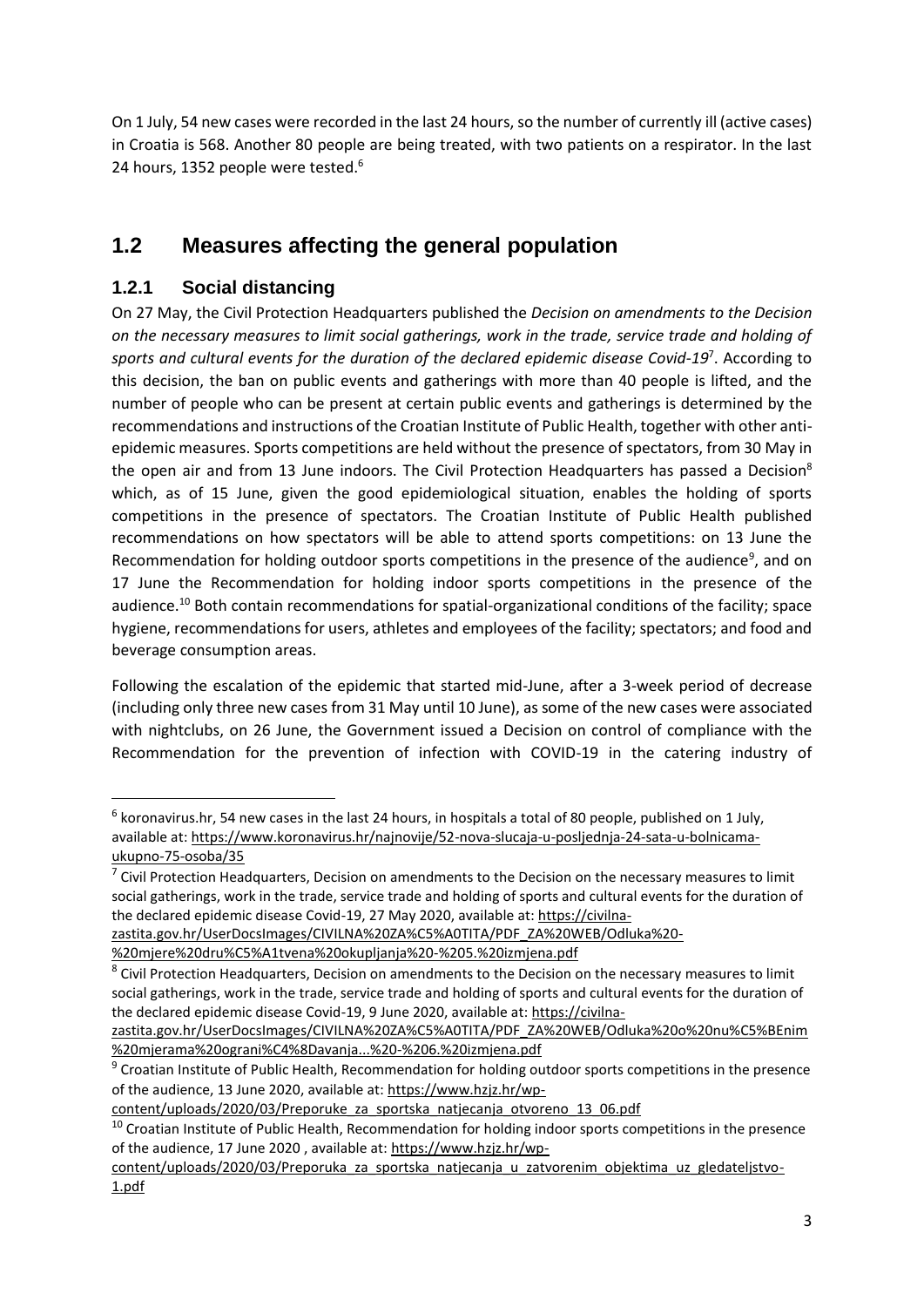On 1 July, 54 new cases were recorded in the last 24 hours, so the number of currently ill (active cases) in Croatia is 568. Another 80 people are being treated, with two patients on a respirator. In the last 24 hours, 1352 people were tested.[6]

## 1.2 Measures affecting the general population

### 1.2.1 Social distancing

On 27 May, the Civil Protection Headquarters published the *Decision on amendments to the Decision on the necessary measures to limit social gatherings, work in the trade, service trade and holding of sports and cultural events for the duration of the declared epidemic disease Covid-19*[7]. According to this decision, the ban on public events and gatherings with more than 40 people is lifted, and the number of people who can be present at certain public events and gatherings is determined by the recommendations and instructions of the Croatian Institute of Public Health, together with other anti-epidemic measures. Sports competitions are held without the presence of spectators, from 30 May in the open air and from 13 June indoors. The Civil Protection Headquarters has passed a Decision[8] which, as of 15 June, given the good epidemiological situation, enables the holding of sports competitions in the presence of spectators. The Croatian Institute of Public Health published recommendations on how spectators will be able to attend sports competitions: on 13 June the Recommendation for holding outdoor sports competitions in the presence of the audience[9], and on 17 June the Recommendation for holding indoor sports competitions in the presence of the audience.[10] Both contain recommendations for spatial-organizational conditions of the facility; space hygiene, recommendations for users, athletes and employees of the facility; spectators; and food and beverage consumption areas.

Following the escalation of the epidemic that started mid-June, after a 3-week period of decrease (including only three new cases from 31 May until 10 June), as some of the new cases were associated with nightclubs, on 26 June, the Government issued a Decision on control of compliance with the Recommendation for the prevention of infection with COVID-19 in the catering industry of

---

[6] koronavirus.hr, 54 new cases in the last 24 hours, in hospitals a total of 80 people, published on 1 July, available at: https://www.koronavirus.hr/najnovije/52-nova-slucaja-u-posljednja-24-sata-u-bolnicama-ukupno-75-osoba/35

[7] Civil Protection Headquarters, Decision on amendments to the Decision on the necessary measures to limit social gatherings, work in the trade, service trade and holding of sports and cultural events for the duration of the declared epidemic disease Covid-19, 27 May 2020, available at: https://civilna-zastita.gov.hr/UserDocsImages/CIVILNA%20ZA%C5%A0TITA/PDF_ZA%20WEB/Odluka%20-%20mjere%20dru%C5%A1tvena%20okupljanja%20-%205.%20izmjena.pdf

[8] Civil Protection Headquarters, Decision on amendments to the Decision on the necessary measures to limit social gatherings, work in the trade, service trade and holding of sports and cultural events for the duration of the declared epidemic disease Covid-19, 9 June 2020, available at: https://civilna-zastita.gov.hr/UserDocsImages/CIVILNA%20ZA%C5%A0TITA/PDF_ZA%20WEB/Odluka%20o%20nu%C5%BEnim%20mjerama%20ograni%C4%8Davanja...%20-%206.%20izmjena.pdf

[9] Croatian Institute of Public Health, Recommendation for holding outdoor sports competitions in the presence of the audience, 13 June 2020, available at: https://www.hzjz.hr/wp-content/uploads/2020/03/Preporuke_za_sportska_natjecanja_otvoreno_13_06.pdf

[10] Croatian Institute of Public Health, Recommendation for holding indoor sports competitions in the presence of the audience, 17 June 2020 , available at: https://www.hzjz.hr/wp-content/uploads/2020/03/Preporuka_za_sportska_natjecanja_u_zatvorenim_objektima_uz_gledateljstvo-1.pdf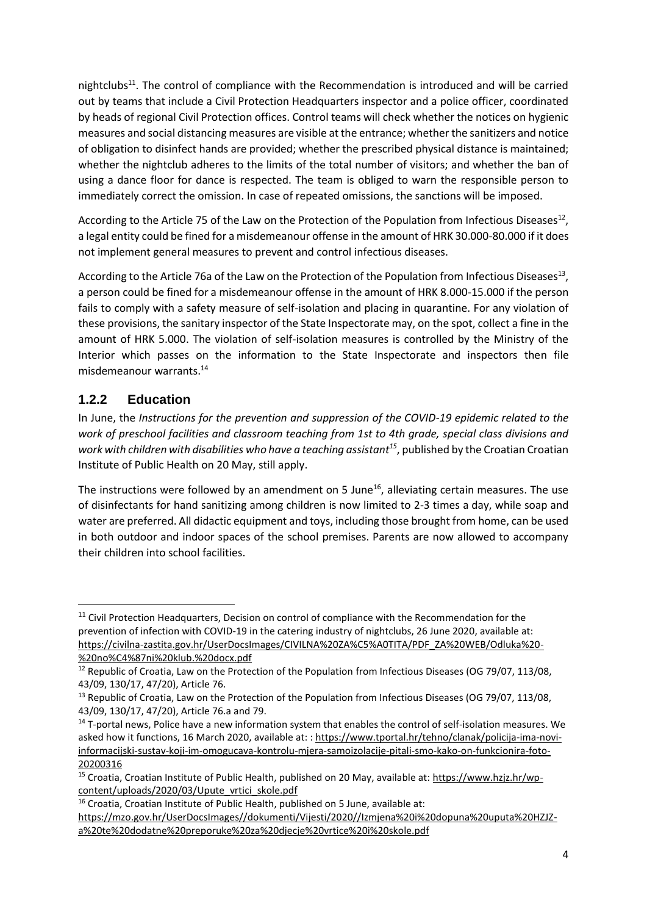nightclubs[11]. The control of compliance with the Recommendation is introduced and will be carried out by teams that include a Civil Protection Headquarters inspector and a police officer, coordinated by heads of regional Civil Protection offices. Control teams will check whether the notices on hygienic measures and social distancing measures are visible at the entrance; whether the sanitizers and notice of obligation to disinfect hands are provided; whether the prescribed physical distance is maintained; whether the nightclub adheres to the limits of the total number of visitors; and whether the ban of using a dance floor for dance is respected. The team is obliged to warn the responsible person to immediately correct the omission. In case of repeated omissions, the sanctions will be imposed.

According to the Article 75 of the Law on the Protection of the Population from Infectious Diseases[12], a legal entity could be fined for a misdemeanour offense in the amount of HRK 30.000-80.000 if it does not implement general measures to prevent and control infectious diseases.

According to the Article 76a of the Law on the Protection of the Population from Infectious Diseases[13], a person could be fined for a misdemeanour offense in the amount of HRK 8.000-15.000 if the person fails to comply with a safety measure of self-isolation and placing in quarantine. For any violation of these provisions, the sanitary inspector of the State Inspectorate may, on the spot, collect a fine in the amount of HRK 5.000. The violation of self-isolation measures is controlled by the Ministry of the Interior which passes on the information to the State Inspectorate and inspectors then file misdemeanour warrants.[14]

### 1.2.2 Education

In June, the *Instructions for the prevention and suppression of the COVID-19 epidemic related to the work of preschool facilities and classroom teaching from 1st to 4th grade, special class divisions and work with children with disabilities who have a teaching assistant*[15], published by the Croatian Croatian Institute of Public Health on 20 May, still apply.

The instructions were followed by an amendment on 5 June[16], alleviating certain measures. The use of disinfectants for hand sanitizing among children is now limited to 2-3 times a day, while soap and water are preferred. All didactic equipment and toys, including those brought from home, can be used in both outdoor and indoor spaces of the school premises. Parents are now allowed to accompany their children into school facilities.

---

[11] Civil Protection Headquarters, Decision on control of compliance with the Recommendation for the prevention of infection with COVID-19 in the catering industry of nightclubs, 26 June 2020, available at: https://civilna-zastita.gov.hr/UserDocsImages/CIVILNA%20ZA%C5%A0TITA/PDF_ZA%20WEB/Odluka%20-%20no%C4%87ni%20klub.%20docx.pdf

[12] Republic of Croatia, Law on the Protection of the Population from Infectious Diseases (OG 79/07, 113/08, 43/09, 130/17, 47/20), Article 76.

[13] Republic of Croatia, Law on the Protection of the Population from Infectious Diseases (OG 79/07, 113/08, 43/09, 130/17, 47/20), Article 76.a and 79.

[14] T-portal news, Police have a new information system that enables the control of self-isolation measures. We asked how it functions, 16 March 2020, available at: : https://www.tportal.hr/tehno/clanak/policija-ima-novi-informacijski-sustav-koji-im-omogucava-kontrolu-mjera-samoizolacije-pitali-smo-kako-on-funkcionira-foto-20200316

[15] Croatia, Croatian Institute of Public Health, published on 20 May, available at: https://www.hzjz.hr/wp-content/uploads/2020/03/Upute_vrtici_skole.pdf

[16] Croatia, Croatian Institute of Public Health, published on 5 June, available at: https://mzo.gov.hr/UserDocsImages//dokumenti/Vijesti/2020//Izmjena%20i%20dopuna%20uputa%20HZJZ-a%20te%20dodatne%20preporuke%20za%20djecje%20vrtice%20i%20skole.pdf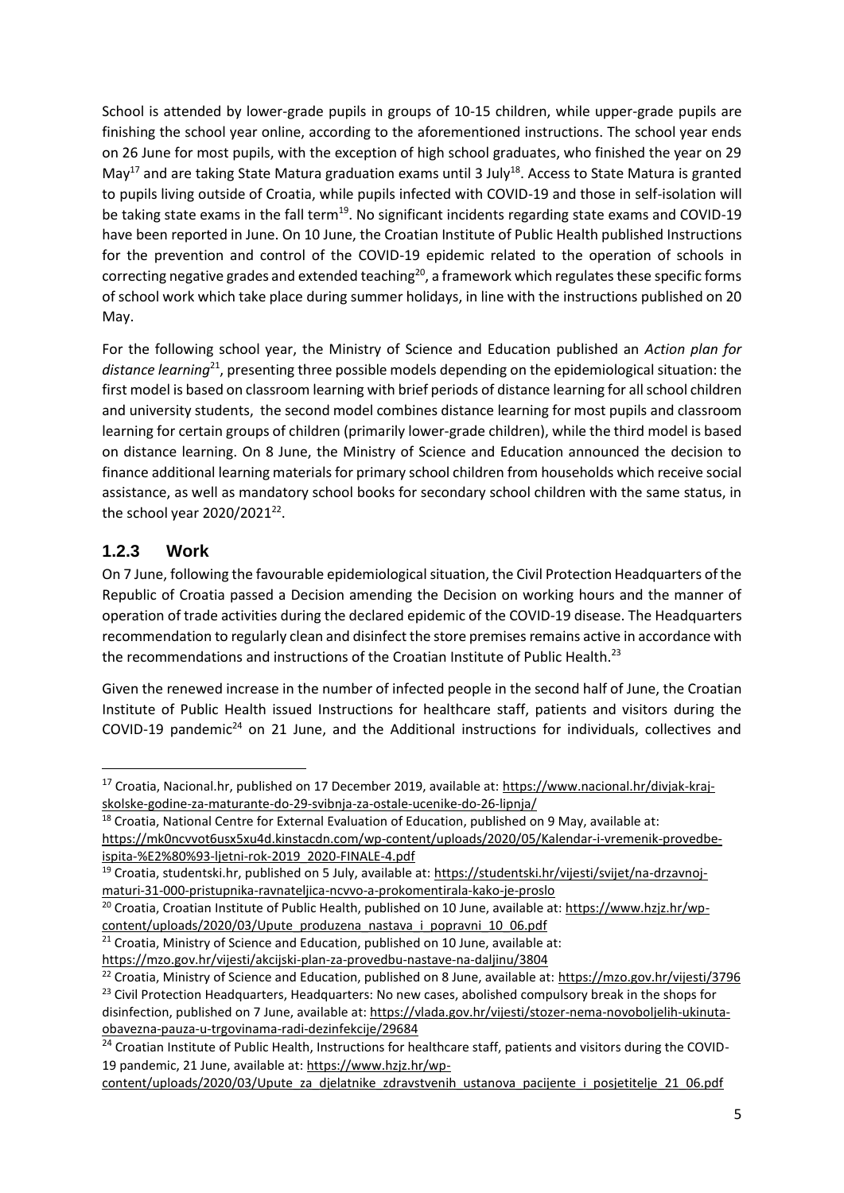School is attended by lower-grade pupils in groups of 10-15 children, while upper-grade pupils are finishing the school year online, according to the aforementioned instructions. The school year ends on 26 June for most pupils, with the exception of high school graduates, who finished the year on 29 May[17] and are taking State Matura graduation exams until 3 July[18]. Access to State Matura is granted to pupils living outside of Croatia, while pupils infected with COVID-19 and those in self-isolation will be taking state exams in the fall term[19]. No significant incidents regarding state exams and COVID-19 have been reported in June. On 10 June, the Croatian Institute of Public Health published Instructions for the prevention and control of the COVID-19 epidemic related to the operation of schools in correcting negative grades and extended teaching[20], a framework which regulates these specific forms of school work which take place during summer holidays, in line with the instructions published on 20 May.

For the following school year, the Ministry of Science and Education published an *Action plan for distance learning*[21], presenting three possible models depending on the epidemiological situation: the first model is based on classroom learning with brief periods of distance learning for all school children and university students, the second model combines distance learning for most pupils and classroom learning for certain groups of children (primarily lower-grade children), while the third model is based on distance learning. On 8 June, the Ministry of Science and Education announced the decision to finance additional learning materials for primary school children from households which receive social assistance, as well as mandatory school books for secondary school children with the same status, in the school year 2020/2021[22].

### 1.2.3 Work

On 7 June, following the favourable epidemiological situation, the Civil Protection Headquarters of the Republic of Croatia passed a Decision amending the Decision on working hours and the manner of operation of trade activities during the declared epidemic of the COVID-19 disease. The Headquarters recommendation to regularly clean and disinfect the store premises remains active in accordance with the recommendations and instructions of the Croatian Institute of Public Health.[23]

Given the renewed increase in the number of infected people in the second half of June, the Croatian Institute of Public Health issued Instructions for healthcare staff, patients and visitors during the COVID-19 pandemic[24] on 21 June, and the Additional instructions for individuals, collectives and

---

[17] Croatia, Nacional.hr, published on 17 December 2019, available at: https://www.nacional.hr/divjak-kraj-skolske-godine-za-maturante-do-29-svibnja-za-ostale-ucenike-do-26-lipnja/

[18] Croatia, National Centre for External Evaluation of Education, published on 9 May, available at: https://mk0ncvvot6usx5xu4d.kinstacdn.com/wp-content/uploads/2020/05/Kalendar-i-vremenik-provedbe-ispita-%E2%80%93-ljetni-rok-2019_2020-FINALE-4.pdf

[19] Croatia, studentski.hr, published on 5 July, available at: https://studentski.hr/vijesti/svijet/na-drzavnoj-maturi-31-000-pristupnika-ravnateljica-ncvvo-a-prokomentirala-kako-je-proslo

[20] Croatia, Croatian Institute of Public Health, published on 10 June, available at: https://www.hzjz.hr/wp-content/uploads/2020/03/Upute_produzena_nastava_i_popravni_10_06.pdf

[21] Croatia, Ministry of Science and Education, published on 10 June, available at: https://mzo.gov.hr/vijesti/akcijski-plan-za-provedbu-nastave-na-daljinu/3804

[22] Croatia, Ministry of Science and Education, published on 8 June, available at: https://mzo.gov.hr/vijesti/3796

[23] Civil Protection Headquarters, Headquarters: No new cases, abolished compulsory break in the shops for disinfection, published on 7 June, available at: https://vlada.gov.hr/vijesti/stozer-nema-novoboljelih-ukinuta-obavezna-pauza-u-trgovinama-radi-dezinfekcije/29684

[24] Croatian Institute of Public Health, Instructions for healthcare staff, patients and visitors during the COVID-19 pandemic, 21 June, available at: https://www.hzjz.hr/wp-content/uploads/2020/03/Upute_za_djelatnike_zdravstvenih_ustanova_pacijente_i_posjetitelje_21_06.pdf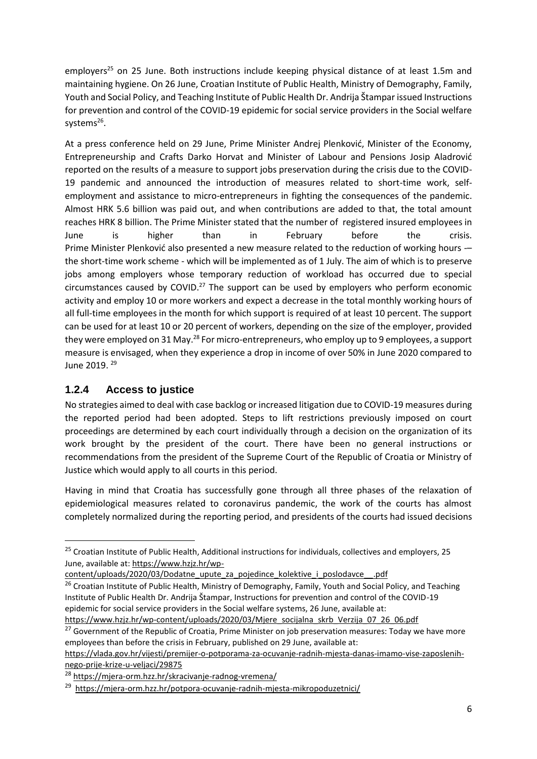employers[25] on 25 June. Both instructions include keeping physical distance of at least 1.5m and maintaining hygiene. On 26 June, Croatian Institute of Public Health, Ministry of Demography, Family, Youth and Social Policy, and Teaching Institute of Public Health Dr. Andrija Štampar issued Instructions for prevention and control of the COVID-19 epidemic for social service providers in the Social welfare systems[26].

At a press conference held on 29 June, Prime Minister Andrej Plenković, Minister of the Economy, Entrepreneurship and Crafts Darko Horvat and Minister of Labour and Pensions Josip Aladrović reported on the results of a measure to support jobs preservation during the crisis due to the COVID-19 pandemic and announced the introduction of measures related to short-time work, self-employment and assistance to micro-entrepreneurs in fighting the consequences of the pandemic. Almost HRK 5.6 billion was paid out, and when contributions are added to that, the total amount reaches HRK 8 billion. The Prime Minister stated that the number of registered insured employees in June is higher than in February before the crisis.
Prime Minister Plenković also presented a new measure related to the reduction of working hours -— the short-time work scheme - which will be implemented as of 1 July. The aim of which is to preserve jobs among employers whose temporary reduction of workload has occurred due to special circumstances caused by COVID.[27] The support can be used by employers who perform economic activity and employ 10 or more workers and expect a decrease in the total monthly working hours of all full-time employees in the month for which support is required of at least 10 percent. The support can be used for at least 10 or 20 percent of workers, depending on the size of the employer, provided they were employed on 31 May.[28] For micro-entrepreneurs, who employ up to 9 employees, a support measure is envisaged, when they experience a drop in income of over 50% in June 2020 compared to June 2019. [29]

### 1.2.4 Access to justice

No strategies aimed to deal with case backlog or increased litigation due to COVID-19 measures during the reported period had been adopted. Steps to lift restrictions previously imposed on court proceedings are determined by each court individually through a decision on the organization of its work brought by the president of the court. There have been no general instructions or recommendations from the president of the Supreme Court of the Republic of Croatia or Ministry of Justice which would apply to all courts in this period.

Having in mind that Croatia has successfully gone through all three phases of the relaxation of epidemiological measures related to coronavirus pandemic, the work of the courts has almost completely normalized during the reporting period, and presidents of the courts had issued decisions

---

[25] Croatian Institute of Public Health, Additional instructions for individuals, collectives and employers, 25 June, available at: https://www.hzjz.hr/wp-content/uploads/2020/03/Dodatne_upute_za_pojedince_kolektive_i_poslodavce__.pdf

[26] Croatian Institute of Public Health, Ministry of Demography, Family, Youth and Social Policy, and Teaching Institute of Public Health Dr. Andrija Štampar, Instructions for prevention and control of the COVID-19 epidemic for social service providers in the Social welfare systems, 26 June, available at: https://www.hzjz.hr/wp-content/uploads/2020/03/Mjere_socijalna_skrb_Verzija_07_26_06.pdf

[27] Government of the Republic of Croatia, Prime Minister on job preservation measures: Today we have more employees than before the crisis in February, published on 29 June, available at: https://vlada.gov.hr/vijesti/premijer-o-potporama-za-ocuvanje-radnih-mjesta-danas-imamo-vise-zaposlenih-nego-prije-krize-u-veljaci/29875

[28] https://mjera-orm.hzz.hr/skracivanje-radnog-vremena/

[29] https://mjera-orm.hzz.hr/potpora-ocuvanje-radnih-mjesta-mikropoduzetnici/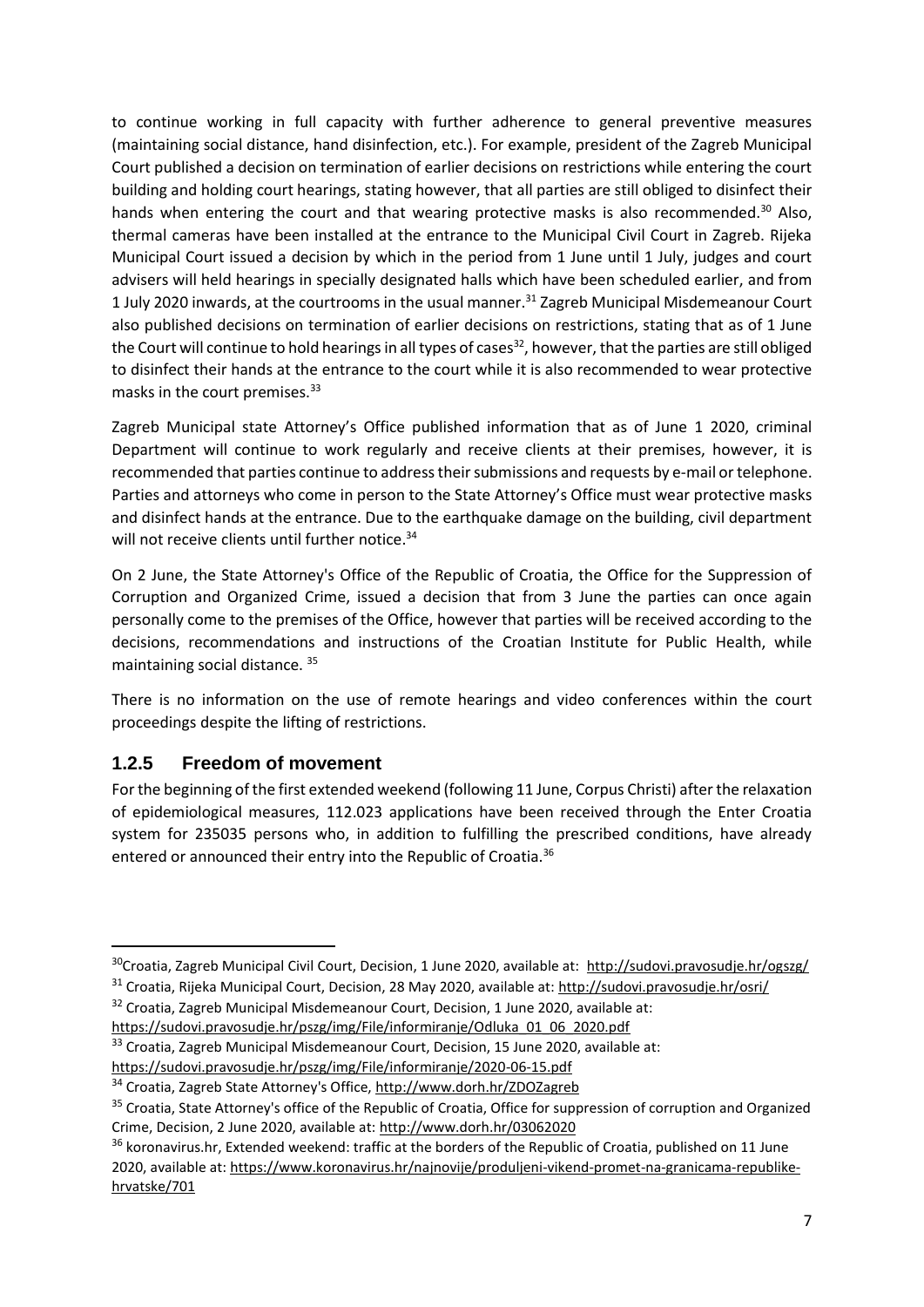to continue working in full capacity with further adherence to general preventive measures (maintaining social distance, hand disinfection, etc.). For example, president of the Zagreb Municipal Court published a decision on termination of earlier decisions on restrictions while entering the court building and holding court hearings, stating however, that all parties are still obliged to disinfect their hands when entering the court and that wearing protective masks is also recommended.[30] Also, thermal cameras have been installed at the entrance to the Municipal Civil Court in Zagreb. Rijeka Municipal Court issued a decision by which in the period from 1 June until 1 July, judges and court advisers will held hearings in specially designated halls which have been scheduled earlier, and from 1 July 2020 inwards, at the courtrooms in the usual manner.[31] Zagreb Municipal Misdemeanour Court also published decisions on termination of earlier decisions on restrictions, stating that as of 1 June the Court will continue to hold hearings in all types of cases[32], however, that the parties are still obliged to disinfect their hands at the entrance to the court while it is also recommended to wear protective masks in the court premises.[33]

Zagreb Municipal state Attorney's Office published information that as of June 1 2020, criminal Department will continue to work regularly and receive clients at their premises, however, it is recommended that parties continue to address their submissions and requests by e-mail or telephone. Parties and attorneys who come in person to the State Attorney's Office must wear protective masks and disinfect hands at the entrance. Due to the earthquake damage on the building, civil department will not receive clients until further notice.[34]

On 2 June, the State Attorney's Office of the Republic of Croatia, the Office for the Suppression of Corruption and Organized Crime, issued a decision that from 3 June the parties can once again personally come to the premises of the Office, however that parties will be received according to the decisions, recommendations and instructions of the Croatian Institute for Public Health, while maintaining social distance. [35]

There is no information on the use of remote hearings and video conferences within the court proceedings despite the lifting of restrictions.

### 1.2.5 Freedom of movement

For the beginning of the first extended weekend (following 11 June, Corpus Christi) after the relaxation of epidemiological measures, 112.023 applications have been received through the Enter Croatia system for 235035 persons who, in addition to fulfilling the prescribed conditions, have already entered or announced their entry into the Republic of Croatia.[36]

---

[30] Croatia, Zagreb Municipal Civil Court, Decision, 1 June 2020, available at: http://sudovi.pravosudje.hr/ogszg/

[31] Croatia, Rijeka Municipal Court, Decision, 28 May 2020, available at: http://sudovi.pravosudje.hr/osri/

[32] Croatia, Zagreb Municipal Misdemeanour Court, Decision, 1 June 2020, available at: https://sudovi.pravosudje.hr/pszg/img/File/informiranje/Odluka_01_06_2020.pdf

[33] Croatia, Zagreb Municipal Misdemeanour Court, Decision, 15 June 2020, available at: https://sudovi.pravosudje.hr/pszg/img/File/informiranje/2020-06-15.pdf

[34] Croatia, Zagreb State Attorney's Office, http://www.dorh.hr/ZDOZagreb

[35] Croatia, State Attorney's office of the Republic of Croatia, Office for suppression of corruption and Organized Crime, Decision, 2 June 2020, available at: http://www.dorh.hr/03062020

[36] koronavirus.hr, Extended weekend: traffic at the borders of the Republic of Croatia, published on 11 June 2020, available at: https://www.koronavirus.hr/najnovije/produljeni-vikend-promet-na-granicama-republike-hrvatske/701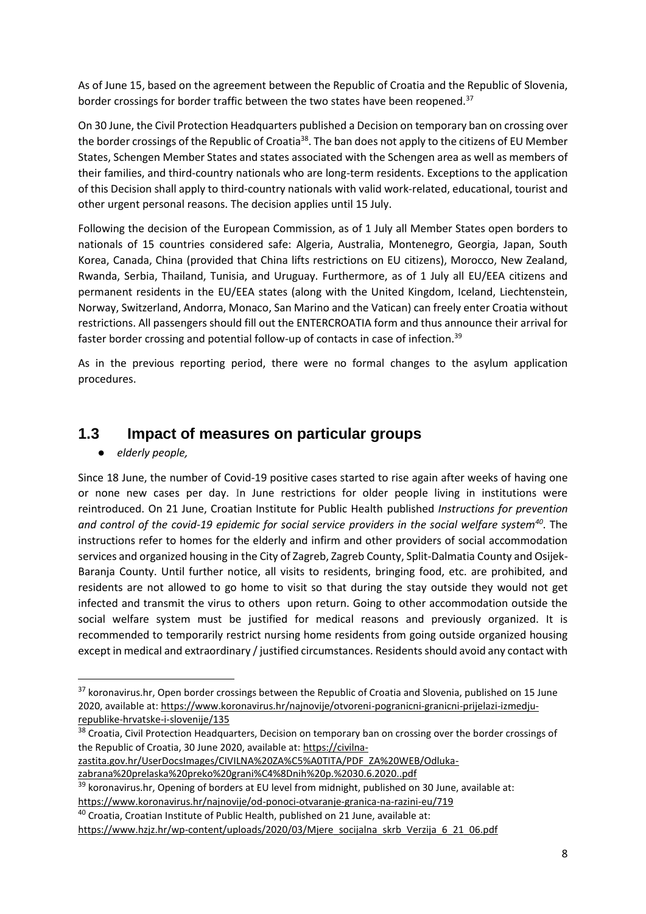As of June 15, based on the agreement between the Republic of Croatia and the Republic of Slovenia, border crossings for border traffic between the two states have been reopened.[37]

On 30 June, the Civil Protection Headquarters published a Decision on temporary ban on crossing over the border crossings of the Republic of Croatia[38]. The ban does not apply to the citizens of EU Member States, Schengen Member States and states associated with the Schengen area as well as members of their families, and third-country nationals who are long-term residents. Exceptions to the application of this Decision shall apply to third-country nationals with valid work-related, educational, tourist and other urgent personal reasons. The decision applies until 15 July.

Following the decision of the European Commission, as of 1 July all Member States open borders to nationals of 15 countries considered safe: Algeria, Australia, Montenegro, Georgia, Japan, South Korea, Canada, China (provided that China lifts restrictions on EU citizens), Morocco, New Zealand, Rwanda, Serbia, Thailand, Tunisia, and Uruguay. Furthermore, as of 1 July all EU/EEA citizens and permanent residents in the EU/EEA states (along with the United Kingdom, Iceland, Liechtenstein, Norway, Switzerland, Andorra, Monaco, San Marino and the Vatican) can freely enter Croatia without restrictions. All passengers should fill out the ENTERCROATIA form and thus announce their arrival for faster border crossing and potential follow-up of contacts in case of infection.[39]

As in the previous reporting period, there were no formal changes to the asylum application procedures.

## 1.3 Impact of measures on particular groups

- *elderly people,*

Since 18 June, the number of Covid-19 positive cases started to rise again after weeks of having one or none new cases per day. In June restrictions for older people living in institutions were reintroduced. On 21 June, Croatian Institute for Public Health published *Instructions for prevention and control of the covid-19 epidemic for social service providers in the social welfare system*[40]. The instructions refer to homes for the elderly and infirm and other providers of social accommodation services and organized housing in the City of Zagreb, Zagreb County, Split-Dalmatia County and Osijek-Baranja County. Until further notice, all visits to residents, bringing food, etc. are prohibited, and residents are not allowed to go home to visit so that during the stay outside they would not get infected and transmit the virus to others upon return. Going to other accommodation outside the social welfare system must be justified for medical reasons and previously organized. It is recommended to temporarily restrict nursing home residents from going outside organized housing except in medical and extraordinary / justified circumstances. Residents should avoid any contact with

---

[37] koronavirus.hr, Open border crossings between the Republic of Croatia and Slovenia, published on 15 June 2020, available at: https://www.koronavirus.hr/najnovije/otvoreni-granicni-granicni-prijelazi-izmedju-republike-hrvatske-i-slovenije/135

[38] Croatia, Civil Protection Headquarters, Decision on temporary ban on crossing over the border crossings of the Republic of Croatia, 30 June 2020, available at: https://civilna-zastita.gov.hr/UserDocsImages/CIVILNA%20ZA%C5%A0TITA/PDF_ZA%20WEB/Odluka-zabrana%20prelaska%20preko%20grani%C4%8Dnih%20p.%2030.6.2020..pdf

[39] koronavirus.hr, Opening of borders at EU level from midnight, published on 30 June, available at: https://www.koronavirus.hr/najnovije/od-ponoci-otvaranje-granica-na-razini-eu/719

[40] Croatia, Croatian Institute of Public Health, published on 21 June, available at: https://www.hzjz.hr/wp-content/uploads/2020/03/Mjere_socijalna_skrb_Verzija_6_21_06.pdf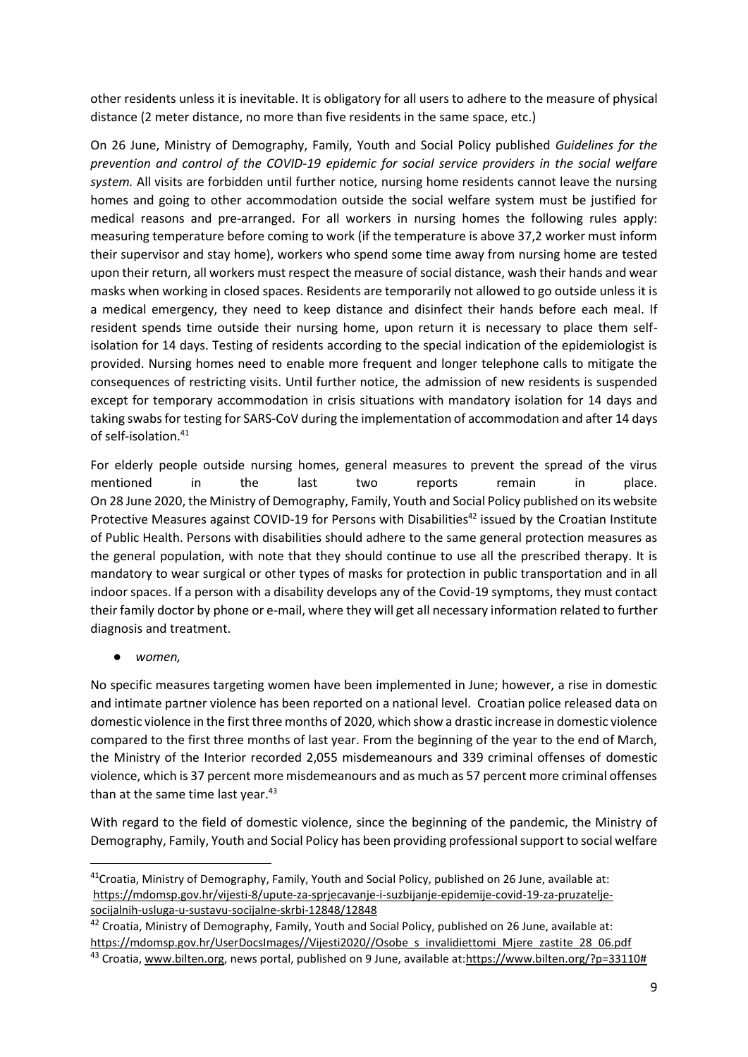other residents unless it is inevitable. It is obligatory for all users to adhere to the measure of physical distance (2 meter distance, no more than five residents in the same space, etc.)

On 26 June, Ministry of Demography, Family, Youth and Social Policy published *Guidelines for the prevention and control of the COVID-19 epidemic for social service providers in the social welfare system.* All visits are forbidden until further notice, nursing home residents cannot leave the nursing homes and going to other accommodation outside the social welfare system must be justified for medical reasons and pre-arranged. For all workers in nursing homes the following rules apply: measuring temperature before coming to work (if the temperature is above 37,2 worker must inform their supervisor and stay home), workers who spend some time away from nursing home are tested upon their return, all workers must respect the measure of social distance, wash their hands and wear masks when working in closed spaces. Residents are temporarily not allowed to go outside unless it is a medical emergency, they need to keep distance and disinfect their hands before each meal. If resident spends time outside their nursing home, upon return it is necessary to place them self-isolation for 14 days. Testing of residents according to the special indication of the epidemiologist is provided. Nursing homes need to enable more frequent and longer telephone calls to mitigate the consequences of restricting visits. Until further notice, the admission of new residents is suspended except for temporary accommodation in crisis situations with mandatory isolation for 14 days and taking swabs for testing for SARS-CoV during the implementation of accommodation and after 14 days of self-isolation.[41]

For elderly people outside nursing homes, general measures to prevent the spread of the virus mentioned in the last two reports remain in place.
On 28 June 2020, the Ministry of Demography, Family, Youth and Social Policy published on its website Protective Measures against COVID-19 for Persons with Disabilities[42] issued by the Croatian Institute of Public Health. Persons with disabilities should adhere to the same general protection measures as the general population, with note that they should continue to use all the prescribed therapy. It is mandatory to wear surgical or other types of masks for protection in public transportation and in all indoor spaces. If a person with a disability develops any of the Covid-19 symptoms, they must contact their family doctor by phone or e-mail, where they will get all necessary information related to further diagnosis and treatment.

- *women,*

No specific measures targeting women have been implemented in June; however, a rise in domestic and intimate partner violence has been reported on a national level. Croatian police released data on domestic violence in the first three months of 2020, which show a drastic increase in domestic violence compared to the first three months of last year. From the beginning of the year to the end of March, the Ministry of the Interior recorded 2,055 misdemeanours and 339 criminal offenses of domestic violence, which is 37 percent more misdemeanours and as much as 57 percent more criminal offenses than at the same time last year.[43]

With regard to the field of domestic violence, since the beginning of the pandemic, the Ministry of Demography, Family, Youth and Social Policy has been providing professional support to social welfare

---

[41] Croatia, Ministry of Demography, Family, Youth and Social Policy, published on 26 June, available at: https://mdomsp.gov.hr/vijesti-8/upute-za-sprjecavanje-i-suzbijanje-epidemije-covid-19-za-pruzatelje-socijalnih-usluga-u-sustavu-socijalne-skrbi-12848/12848

[42] Croatia, Ministry of Demography, Family, Youth and Social Policy, published on 26 June, available at: https://mdomsp.gov.hr/UserDocsImages//Vijesti2020//Osobe_s_invalidiettomi_Mjere_zastite_28_06.pdf

[43] Croatia, www.bilten.org, news portal, published on 9 June, available at: https://www.bilten.org/?p=33110#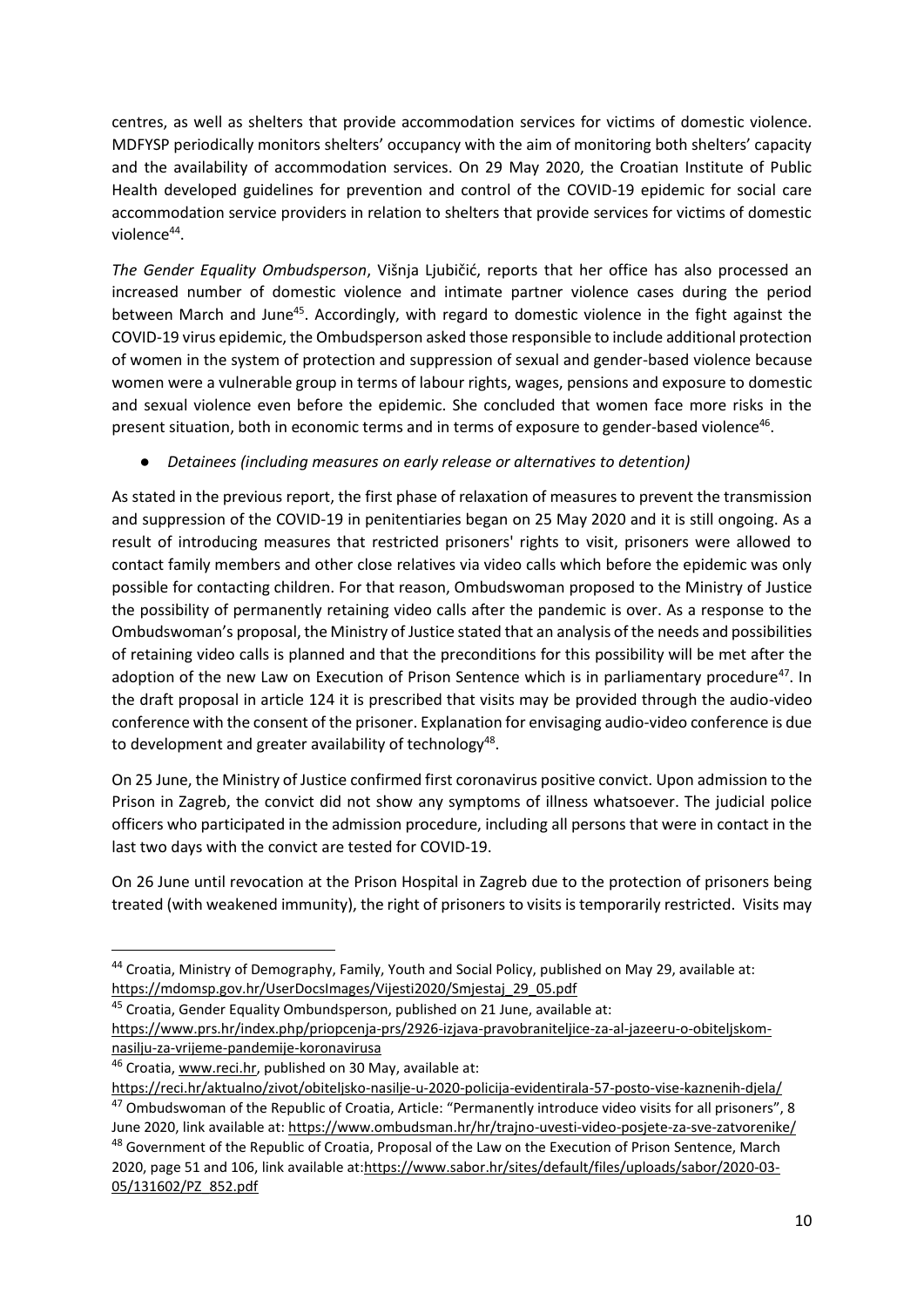centres, as well as shelters that provide accommodation services for victims of domestic violence. MDFYSP periodically monitors shelters' occupancy with the aim of monitoring both shelters' capacity and the availability of accommodation services. On 29 May 2020, the Croatian Institute of Public Health developed guidelines for prevention and control of the COVID-19 epidemic for social care accommodation service providers in relation to shelters that provide services for victims of domestic violence[44].

*The Gender Equality Ombudsperson*, Višnja Ljubičić, reports that her office has also processed an increased number of domestic violence and intimate partner violence cases during the period between March and June[45]. Accordingly, with regard to domestic violence in the fight against the COVID-19 virus epidemic, the Ombudsperson asked those responsible to include additional protection of women in the system of protection and suppression of sexual and gender-based violence because women were a vulnerable group in terms of labour rights, wages, pensions and exposure to domestic and sexual violence even before the epidemic. She concluded that women face more risks in the present situation, both in economic terms and in terms of exposure to gender-based violence[46].

- *Detainees (including measures on early release or alternatives to detention)*

As stated in the previous report, the first phase of relaxation of measures to prevent the transmission and suppression of the COVID-19 in penitentiaries began on 25 May 2020 and it is still ongoing. As a result of introducing measures that restricted prisoners' rights to visit, prisoners were allowed to contact family members and other close relatives via video calls which before the epidemic was only possible for contacting children. For that reason, Ombudswoman proposed to the Ministry of Justice the possibility of permanently retaining video calls after the pandemic is over. As a response to the Ombudswoman's proposal, the Ministry of Justice stated that an analysis of the needs and possibilities of retaining video calls is planned and that the preconditions for this possibility will be met after the adoption of the new Law on Execution of Prison Sentence which is in parliamentary procedure[47]. In the draft proposal in article 124 it is prescribed that visits may be provided through the audio-video conference with the consent of the prisoner. Explanation for envisaging audio-video conference is due to development and greater availability of technology[48].

On 25 June, the Ministry of Justice confirmed first coronavirus positive convict. Upon admission to the Prison in Zagreb, the convict did not show any symptoms of illness whatsoever. The judicial police officers who participated in the admission procedure, including all persons that were in contact in the last two days with the convict are tested for COVID-19.

On 26 June until revocation at the Prison Hospital in Zagreb due to the protection of prisoners being treated (with weakened immunity), the right of prisoners to visits is temporarily restricted. Visits may

---

[44] Croatia, Ministry of Demography, Family, Youth and Social Policy, published on May 29, available at: https://mdomsp.gov.hr/UserDocsImages/Vijesti2020/Smjestaj_29_05.pdf

[45] Croatia, Gender Equality Ombundsperson, published on 21 June, available at: https://www.prs.hr/index.php/priopcenja-prs/2926-izjava-pravobraniteljice-za-al-jazeeru-o-obiteljskom-nasilju-za-vrijeme-pandemije-koronavirusa

[46] Croatia, www.reci.hr, published on 30 May, available at: https://reci.hr/aktualno/zivot/obiteljsko-nasilje-u-2020-policija-evidentirala-57-posto-vise-kaznenih-djela/

[47] Ombudswoman of the Republic of Croatia, Article: "Permanently introduce video visits for all prisoners", 8 June 2020, link available at: https://www.ombudsman.hr/hr/trajno-uvesti-video-posjete-za-sve-zatvorenike/

[48] Government of the Republic of Croatia, Proposal of the Law on the Execution of Prison Sentence, March 2020, page 51 and 106, link available at:https://www.sabor.hr/sites/default/files/uploads/sabor/2020-03-05/131602/PZ_852.pdf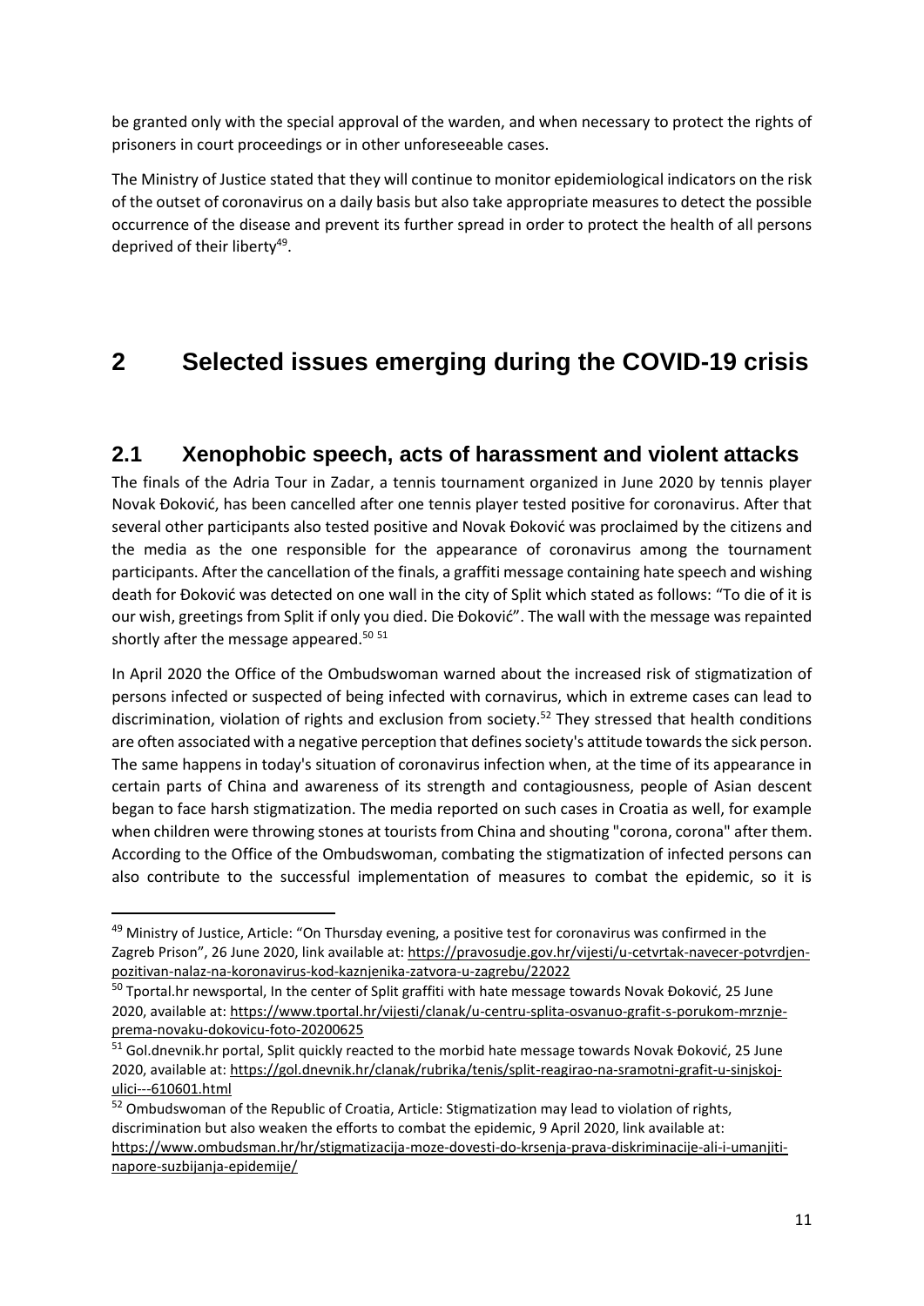be granted only with the special approval of the warden, and when necessary to protect the rights of prisoners in court proceedings or in other unforeseeable cases.

The Ministry of Justice stated that they will continue to monitor epidemiological indicators on the risk of the outset of coronavirus on a daily basis but also take appropriate measures to detect the possible occurrence of the disease and prevent its further spread in order to protect the health of all persons deprived of their liberty[49].

# 2 Selected issues emerging during the COVID-19 crisis

## 2.1 Xenophobic speech, acts of harassment and violent attacks

The finals of the Adria Tour in Zadar, a tennis tournament organized in June 2020 by tennis player Novak Đoković, has been cancelled after one tennis player tested positive for coronavirus. After that several other participants also tested positive and Novak Đoković was proclaimed by the citizens and the media as the one responsible for the appearance of coronavirus among the tournament participants. After the cancellation of the finals, a graffiti message containing hate speech and wishing death for Đoković was detected on one wall in the city of Split which stated as follows: "To die of it is our wish, greetings from Split if only you died. Die Đoković". The wall with the message was repainted shortly after the message appeared.[50] [51]

In April 2020 the Office of the Ombudswoman warned about the increased risk of stigmatization of persons infected or suspected of being infected with cornavirus, which in extreme cases can lead to discrimination, violation of rights and exclusion from society.[52] They stressed that health conditions are often associated with a negative perception that defines society's attitude towards the sick person. The same happens in today's situation of coronavirus infection when, at the time of its appearance in certain parts of China and awareness of its strength and contagiousness, people of Asian descent began to face harsh stigmatization. The media reported on such cases in Croatia as well, for example when children were throwing stones at tourists from China and shouting "corona, corona" after them. According to the Office of the Ombudswoman, combating the stigmatization of infected persons can also contribute to the successful implementation of measures to combat the epidemic, so it is

---

[49] Ministry of Justice, Article: "On Thursday evening, a positive test for coronavirus was confirmed in the Zagreb Prison", 26 June 2020, link available at: https://pravosudje.gov.hr/vijesti/u-cetvrtak-navecer-potvrdjen-pozitivan-nalaz-na-koronavirus-kod-kaznjenika-zatvora-u-zagrebu/22022

[50] Tportal.hr newsportal, In the center of Split graffiti with hate message towards Novak Đoković, 25 June 2020, available at: https://www.tportal.hr/vijesti/clanak/u-centru-splita-osvanuo-grafit-s-porukom-mrznje-prema-novaku-dokovicu-foto-20200625

[51] Gol.dnevnik.hr portal, Split quickly reacted to the morbid hate message towards Novak Đoković, 25 June 2020, available at: https://gol.dnevnik.hr/clanak/rubrika/tenis/split-reagirao-na-sramotni-grafit-u-sinjskoj-ulici---610601.html

[52] Ombudswoman of the Republic of Croatia, Article: Stigmatization may lead to violation of rights, discrimination but also weaken the efforts to combat the epidemic, 9 April 2020, link available at: https://www.ombudsman.hr/hr/stigmatizacija-moze-dovesti-do-krsenja-prava-diskriminacije-ali-i-umanjiti-napore-suzbijanja-epidemije/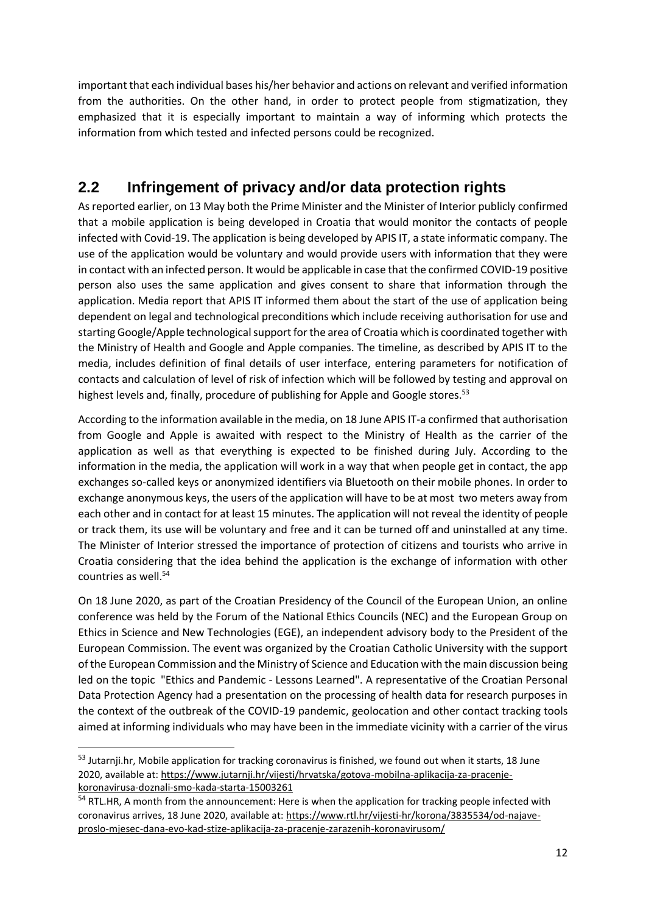important that each individual bases his/her behavior and actions on relevant and verified information from the authorities. On the other hand, in order to protect people from stigmatization, they emphasized that it is especially important to maintain a way of informing which protects the information from which tested and infected persons could be recognized.

## 2.2 Infringement of privacy and/or data protection rights

As reported earlier, on 13 May both the Prime Minister and the Minister of Interior publicly confirmed that a mobile application is being developed in Croatia that would monitor the contacts of people infected with Covid-19. The application is being developed by APIS IT, a state informatic company. The use of the application would be voluntary and would provide users with information that they were in contact with an infected person. It would be applicable in case that the confirmed COVID-19 positive person also uses the same application and gives consent to share that information through the application. Media report that APIS IT informed them about the start of the use of application being dependent on legal and technological preconditions which include receiving authorisation for use and starting Google/Apple technological support for the area of Croatia which is coordinated together with the Ministry of Health and Google and Apple companies. The timeline, as described by APIS IT to the media, includes definition of final details of user interface, entering parameters for notification of contacts and calculation of level of risk of infection which will be followed by testing and approval on highest levels and, finally, procedure of publishing for Apple and Google stores.[53]

According to the information available in the media, on 18 June APIS IT-a confirmed that authorisation from Google and Apple is awaited with respect to the Ministry of Health as the carrier of the application as well as that everything is expected to be finished during July. According to the information in the media, the application will work in a way that when people get in contact, the app exchanges so-called keys or anonymized identifiers via Bluetooth on their mobile phones. In order to exchange anonymous keys, the users of the application will have to be at most two meters away from each other and in contact for at least 15 minutes. The application will not reveal the identity of people or track them, its use will be voluntary and free and it can be turned off and uninstalled at any time. The Minister of Interior stressed the importance of protection of citizens and tourists who arrive in Croatia considering that the idea behind the application is the exchange of information with other countries as well.[54]

On 18 June 2020, as part of the Croatian Presidency of the Council of the European Union, an online conference was held by the Forum of the National Ethics Councils (NEC) and the European Group on Ethics in Science and New Technologies (EGE), an independent advisory body to the President of the European Commission. The event was organized by the Croatian Catholic University with the support of the European Commission and the Ministry of Science and Education with the main discussion being led on the topic "Ethics and Pandemic - Lessons Learned". A representative of the Croatian Personal Data Protection Agency had a presentation on the processing of health data for research purposes in the context of the outbreak of the COVID-19 pandemic, geolocation and other contact tracking tools aimed at informing individuals who may have been in the immediate vicinity with a carrier of the virus

---

[53] Jutarnji.hr, Mobile application for tracking coronavirus is finished, we found out when it starts, 18 June 2020, available at: https://www.jutarnji.hr/vijesti/hrvatska/gotova-mobilna-aplikacija-za-pracenje-koronavirusa-doznali-smo-kada-starta-15003261

[54] RTL.HR, A month from the announcement: Here is when the application for tracking people infected with coronavirus arrives, 18 June 2020, available at: https://www.rtl.hr/vijesti-hr/korona/3835534/od-najave-proslo-mjesec-dana-evo-kad-stize-aplikacija-za-pracenje-zarazenih-koronavirusom/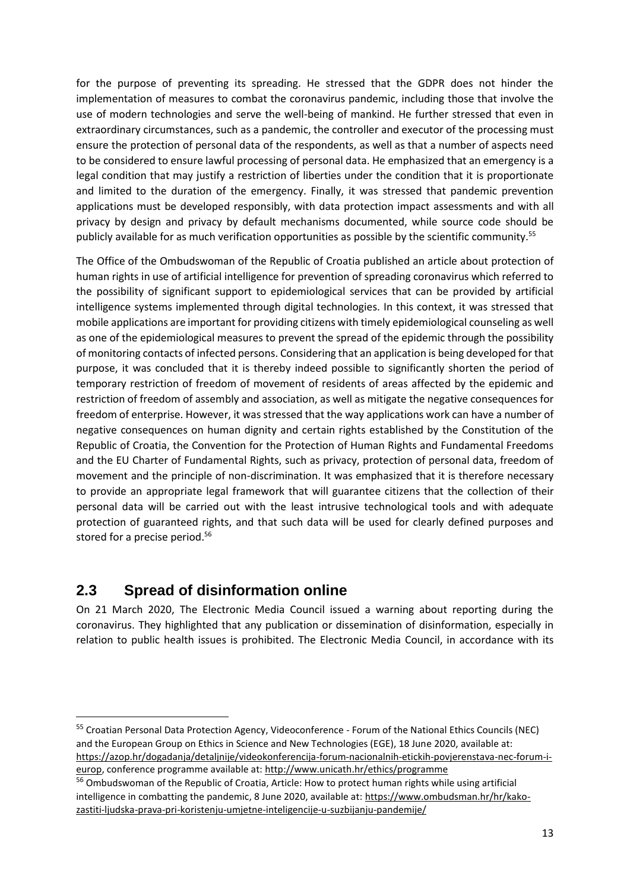for the purpose of preventing its spreading. He stressed that the GDPR does not hinder the implementation of measures to combat the coronavirus pandemic, including those that involve the use of modern technologies and serve the well-being of mankind. He further stressed that even in extraordinary circumstances, such as a pandemic, the controller and executor of the processing must ensure the protection of personal data of the respondents, as well as that a number of aspects need to be considered to ensure lawful processing of personal data. He emphasized that an emergency is a legal condition that may justify a restriction of liberties under the condition that it is proportionate and limited to the duration of the emergency. Finally, it was stressed that pandemic prevention applications must be developed responsibly, with data protection impact assessments and with all privacy by design and privacy by default mechanisms documented, while source code should be publicly available for as much verification opportunities as possible by the scientific community.[55]

The Office of the Ombudswoman of the Republic of Croatia published an article about protection of human rights in use of artificial intelligence for prevention of spreading coronavirus which referred to the possibility of significant support to epidemiological services that can be provided by artificial intelligence systems implemented through digital technologies. In this context, it was stressed that mobile applications are important for providing citizens with timely epidemiological counseling as well as one of the epidemiological measures to prevent the spread of the epidemic through the possibility of monitoring contacts of infected persons. Considering that an application is being developed for that purpose, it was concluded that it is thereby indeed possible to significantly shorten the period of temporary restriction of freedom of movement of residents of areas affected by the epidemic and restriction of freedom of assembly and association, as well as mitigate the negative consequences for freedom of enterprise. However, it was stressed that the way applications work can have a number of negative consequences on human dignity and certain rights established by the Constitution of the Republic of Croatia, the Convention for the Protection of Human Rights and Fundamental Freedoms and the EU Charter of Fundamental Rights, such as privacy, protection of personal data, freedom of movement and the principle of non-discrimination. It was emphasized that it is therefore necessary to provide an appropriate legal framework that will guarantee citizens that the collection of their personal data will be carried out with the least intrusive technological tools and with adequate protection of guaranteed rights, and that such data will be used for clearly defined purposes and stored for a precise period.[56]

## 2.3 Spread of disinformation online

On 21 March 2020, The Electronic Media Council issued a warning about reporting during the coronavirus. They highlighted that any publication or dissemination of disinformation, especially in relation to public health issues is prohibited. The Electronic Media Council, in accordance with its

---

[55] Croatian Personal Data Protection Agency, Videoconference - Forum of the National Ethics Councils (NEC) and the European Group on Ethics in Science and New Technologies (EGE), 18 June 2020, available at: https://azop.hr/dogadanja/detaljnije/videokonferencija-forum-nacionalnih-etickih-povjerenstava-nec-forum-i-europ, conference programme available at: http://www.unicath.hr/ethics/programme

[56] Ombudswoman of the Republic of Croatia, Article: How to protect human rights while using artificial intelligence in combatting the pandemic, 8 June 2020, available at: https://www.ombudsman.hr/hr/kako-zastiti-ljudska-prava-pri-koristenju-umjetne-inteligencije-u-suzbijanju-pandemije/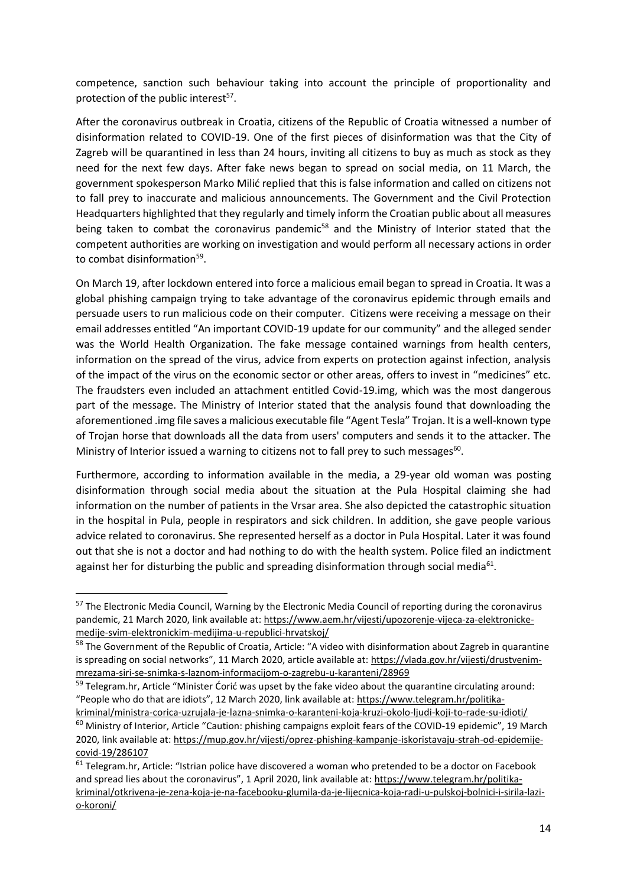competence, sanction such behaviour taking into account the principle of proportionality and protection of the public interest[57].

After the coronavirus outbreak in Croatia, citizens of the Republic of Croatia witnessed a number of disinformation related to COVID-19. One of the first pieces of disinformation was that the City of Zagreb will be quarantined in less than 24 hours, inviting all citizens to buy as much as stock as they need for the next few days. After fake news began to spread on social media, on 11 March, the government spokesperson Marko Milić replied that this is false information and called on citizens not to fall prey to inaccurate and malicious announcements. The Government and the Civil Protection Headquarters highlighted that they regularly and timely inform the Croatian public about all measures being taken to combat the coronavirus pandemic[58] and the Ministry of Interior stated that the competent authorities are working on investigation and would perform all necessary actions in order to combat disinformation[59].

On March 19, after lockdown entered into force a malicious email began to spread in Croatia. It was a global phishing campaign trying to take advantage of the coronavirus epidemic through emails and persuade users to run malicious code on their computer. Citizens were receiving a message on their email addresses entitled "An important COVID-19 update for our community" and the alleged sender was the World Health Organization. The fake message contained warnings from health centers, information on the spread of the virus, advice from experts on protection against infection, analysis of the impact of the virus on the economic sector or other areas, offers to invest in "medicines" etc. The fraudsters even included an attachment entitled Covid-19.img, which was the most dangerous part of the message. The Ministry of Interior stated that the analysis found that downloading the aforementioned .img file saves a malicious executable file "Agent Tesla" Trojan. It is a well-known type of Trojan horse that downloads all the data from users' computers and sends it to the attacker. The Ministry of Interior issued a warning to citizens not to fall prey to such messages[60].

Furthermore, according to information available in the media, a 29-year old woman was posting disinformation through social media about the situation at the Pula Hospital claiming she had information on the number of patients in the Vrsar area. She also depicted the catastrophic situation in the hospital in Pula, people in respirators and sick children. In addition, she gave people various advice related to coronavirus. She represented herself as a doctor in Pula Hospital. Later it was found out that she is not a doctor and had nothing to do with the health system. Police filed an indictment against her for disturbing the public and spreading disinformation through social media[61].

---

[57] The Electronic Media Council, Warning by the Electronic Media Council of reporting during the coronavirus pandemic, 21 March 2020, link available at: https://www.aem.hr/vijesti/upozorenje-vijeca-za-elektronicke-medije-svim-elektronickim-medijima-u-republici-hrvatskoj/

[58] The Government of the Republic of Croatia, Article: "A video with disinformation about Zagreb in quarantine is spreading on social networks", 11 March 2020, article available at: https://vlada.gov.hr/vijesti/drustvenim-mrezama-siri-se-snimka-s-laznom-informacijom-o-zagrebu-u-karanteni/28969

[59] Telegram.hr, Article "Minister Ćorić was upset by the fake video about the quarantine circulating around: "People who do that are idiots", 12 March 2020, link available at: https://www.telegram.hr/politika-kriminal/ministra-corica-uzrujala-je-lazna-snimka-o-karanteni-koja-kruzi-okolo-ljudi-koji-to-rade-su-idioti/

[60] Ministry of Interior, Article "Caution: phishing campaigns exploit fears of the COVID-19 epidemic", 19 March 2020, link available at: https://mup.gov.hr/vijesti/oprez-phishing-kampanje-iskoristavaju-strah-od-epidemije-covid-19/286107

[61] Telegram.hr, Article: "Istrian police have discovered a woman who pretended to be a doctor on Facebook and spread lies about the coronavirus", 1 April 2020, link available at: https://www.telegram.hr/politika-kriminal/otkrivena-je-zena-koja-je-na-facebooku-glumila-da-je-lijecnica-koja-radi-u-pulskoj-bolnici-i-sirila-lazi-o-koroni/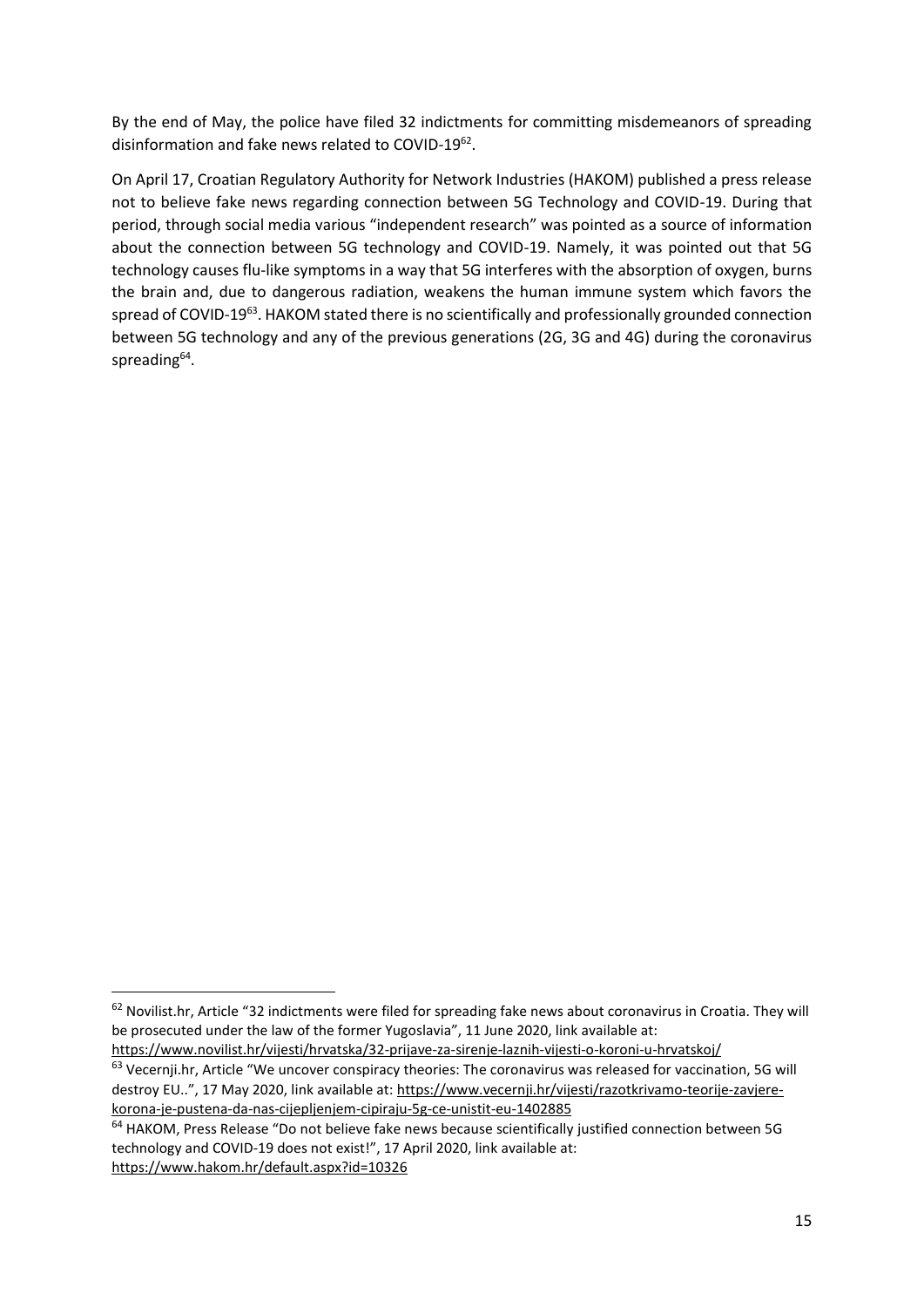By the end of May, the police have filed 32 indictments for committing misdemeanors of spreading disinformation and fake news related to COVID-19[62].

On April 17, Croatian Regulatory Authority for Network Industries (HAKOM) published a press release not to believe fake news regarding connection between 5G Technology and COVID-19. During that period, through social media various "independent research" was pointed as a source of information about the connection between 5G technology and COVID-19. Namely, it was pointed out that 5G technology causes flu-like symptoms in a way that 5G interferes with the absorption of oxygen, burns the brain and, due to dangerous radiation, weakens the human immune system which favors the spread of COVID-19[63]. HAKOM stated there is no scientifically and professionally grounded connection between 5G technology and any of the previous generations (2G, 3G and 4G) during the coronavirus spreading[64].

---

[62] Novilist.hr, Article "32 indictments were filed for spreading fake news about coronavirus in Croatia. They will be prosecuted under the law of the former Yugoslavia", 11 June 2020, link available at: https://www.novilist.hr/vijesti/hrvatska/32-prijave-za-sirenje-laznih-vijesti-o-koroni-u-hrvatskoj/

[63] Vecernji.hr, Article "We uncover conspiracy theories: The coronavirus was released for vaccination, 5G will destroy EU..", 17 May 2020, link available at: https://www.vecernji.hr/vijesti/razotkrivamo-teorije-zavjere-korona-je-pustena-da-nas-cijepljenjem-cipiraju-5g-ce-unistit-eu-1402885

[64] HAKOM, Press Release "Do not believe fake news because scientifically justified connection between 5G technology and COVID-19 does not exist!", 17 April 2020, link available at: https://www.hakom.hr/default.aspx?id=10326